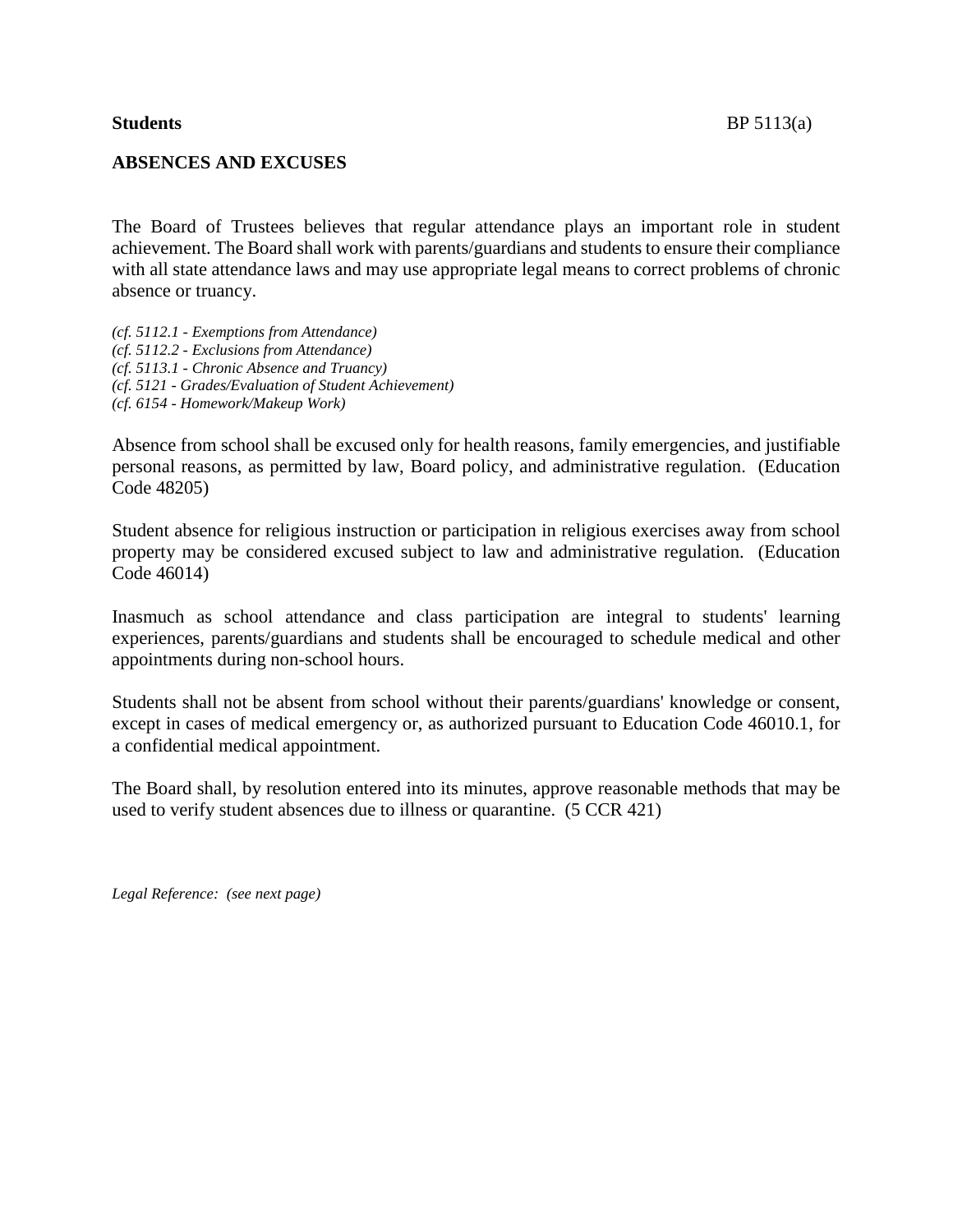**Students** BP 5113(a)

## ABSENCES AND EXCUSES

The Board of Trustees believes that regular attendance plays an important role in student achievement. The Board shall work with parents/guardians and students to ensure their compliance with all state attendance laws and may use appropriate legal means to correct problems of chronic absence or truancy.

*(cf. 5112.1 - Exemptions from Attendance)*
*(cf. 5112.2 - Exclusions from Attendance)*
*(cf. 5113.1 - Chronic Absence and Truancy)*
*(cf. 5121 - Grades/Evaluation of Student Achievement)*
*(cf. 6154 - Homework/Makeup Work)*

Absence from school shall be excused only for health reasons, family emergencies, and justifiable personal reasons, as permitted by law, Board policy, and administrative regulation. (Education Code 48205)

Student absence for religious instruction or participation in religious exercises away from school property may be considered excused subject to law and administrative regulation. (Education Code 46014)

Inasmuch as school attendance and class participation are integral to students' learning experiences, parents/guardians and students shall be encouraged to schedule medical and other appointments during non-school hours.

Students shall not be absent from school without their parents/guardians' knowledge or consent, except in cases of medical emergency or, as authorized pursuant to Education Code 46010.1, for a confidential medical appointment.

The Board shall, by resolution entered into its minutes, approve reasonable methods that may be used to verify student absences due to illness or quarantine. (5 CCR 421)

*Legal Reference: (see next page)*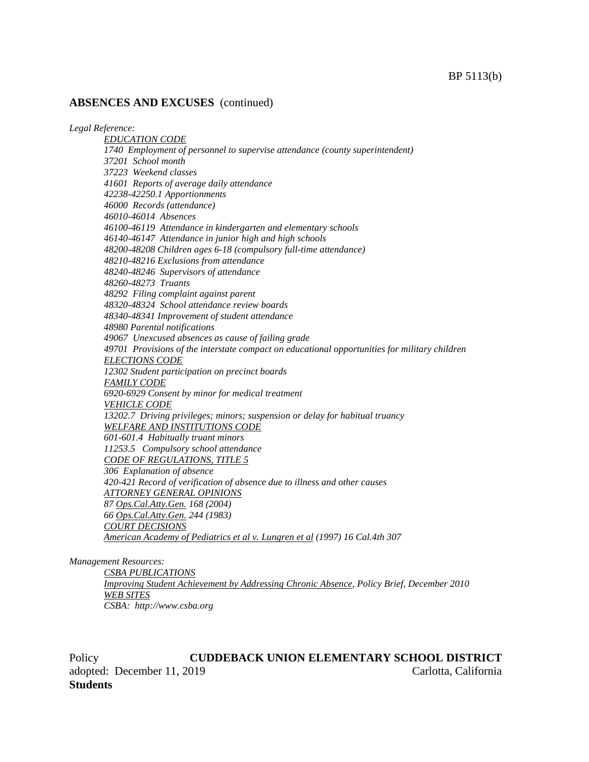## ABSENCES AND EXCUSES (continued)

*Legal Reference:*

*EDUCATION CODE*
*1740 Employment of personnel to supervise attendance (county superintendent)*
*37201 School month*
*37223 Weekend classes*
*41601 Reports of average daily attendance*
*42238-42250.1 Apportionments*
*46000 Records (attendance)*
*46010-46014 Absences*
*46100-46119 Attendance in kindergarten and elementary schools*
*46140-46147 Attendance in junior high and high schools*
*48200-48208 Children ages 6-18 (compulsory full-time attendance)*
*48210-48216 Exclusions from attendance*
*48240-48246 Supervisors of attendance*
*48260-48273 Truants*
*48292 Filing complaint against parent*
*48320-48324 School attendance review boards*
*48340-48341 Improvement of student attendance*
*48980 Parental notifications*
*49067 Unexcused absences as cause of failing grade*
*49701 Provisions of the interstate compact on educational opportunities for military children*
*ELECTIONS CODE*
*12302 Student participation on precinct boards*
*FAMILY CODE*
*6920-6929 Consent by minor for medical treatment*
*VEHICLE CODE*
*13202.7 Driving privileges; minors; suspension or delay for habitual truancy*
*WELFARE AND INSTITUTIONS CODE*
*601-601.4 Habitually truant minors*
*11253.5 Compulsory school attendance*
*CODE OF REGULATIONS, TITLE 5*
*306 Explanation of absence*
*420-421 Record of verification of absence due to illness and other causes*
*ATTORNEY GENERAL OPINIONS*
*87 Ops.Cal.Atty.Gen. 168 (2004)*
*66 Ops.Cal.Atty.Gen. 244 (1983)*
*COURT DECISIONS*
*American Academy of Pediatrics et al v. Lungren et al (1997) 16 Cal.4th 307*

*Management Resources:*

*CSBA PUBLICATIONS*
*Improving Student Achievement by Addressing Chronic Absence, Policy Brief, December 2010*
*WEB SITES*
*CSBA: http://www.csba.org*

Policy **CUDDEBACK UNION ELEMENTARY SCHOOL DISTRICT**
adopted: December 11, 2019 Carlotta, California
**Students**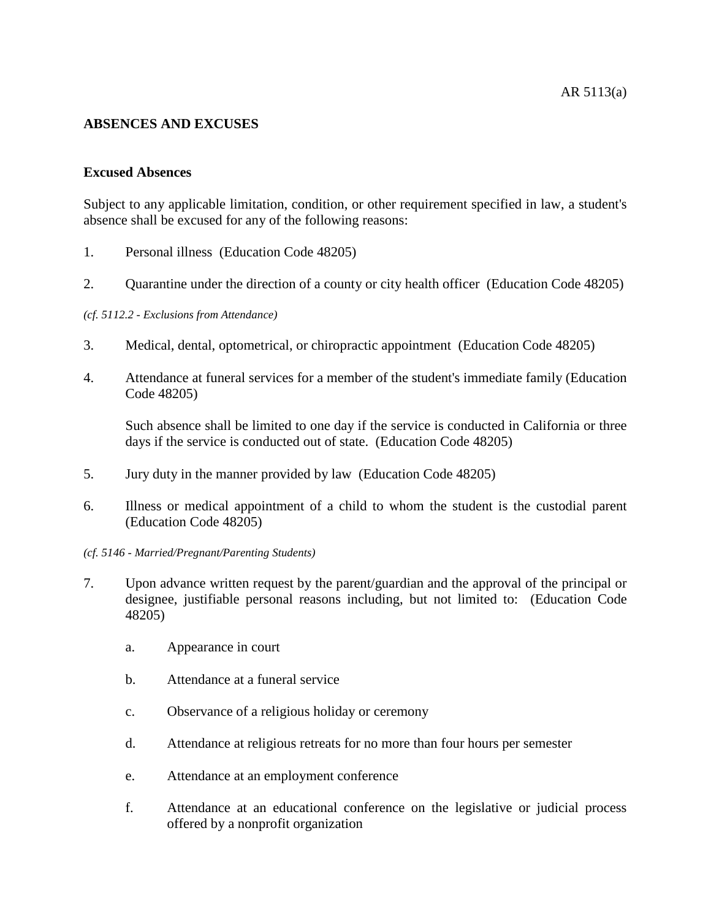AR 5113(a)

## ABSENCES AND EXCUSES

### Excused Absences

Subject to any applicable limitation, condition, or other requirement specified in law, a student's absence shall be excused for any of the following reasons:

1. Personal illness (Education Code 48205)

2. Quarantine under the direction of a county or city health officer (Education Code 48205)

*(cf. 5112.2 - Exclusions from Attendance)*

3. Medical, dental, optometrical, or chiropractic appointment (Education Code 48205)

4. Attendance at funeral services for a member of the student's immediate family (Education Code 48205)

   Such absence shall be limited to one day if the service is conducted in California or three days if the service is conducted out of state. (Education Code 48205)

5. Jury duty in the manner provided by law (Education Code 48205)

6. Illness or medical appointment of a child to whom the student is the custodial parent (Education Code 48205)

*(cf. 5146 - Married/Pregnant/Parenting Students)*

7. Upon advance written request by the parent/guardian and the approval of the principal or designee, justifiable personal reasons including, but not limited to: (Education Code 48205)

   a. Appearance in court

   b. Attendance at a funeral service

   c. Observance of a religious holiday or ceremony

   d. Attendance at religious retreats for no more than four hours per semester

   e. Attendance at an employment conference

   f. Attendance at an educational conference on the legislative or judicial process offered by a nonprofit organization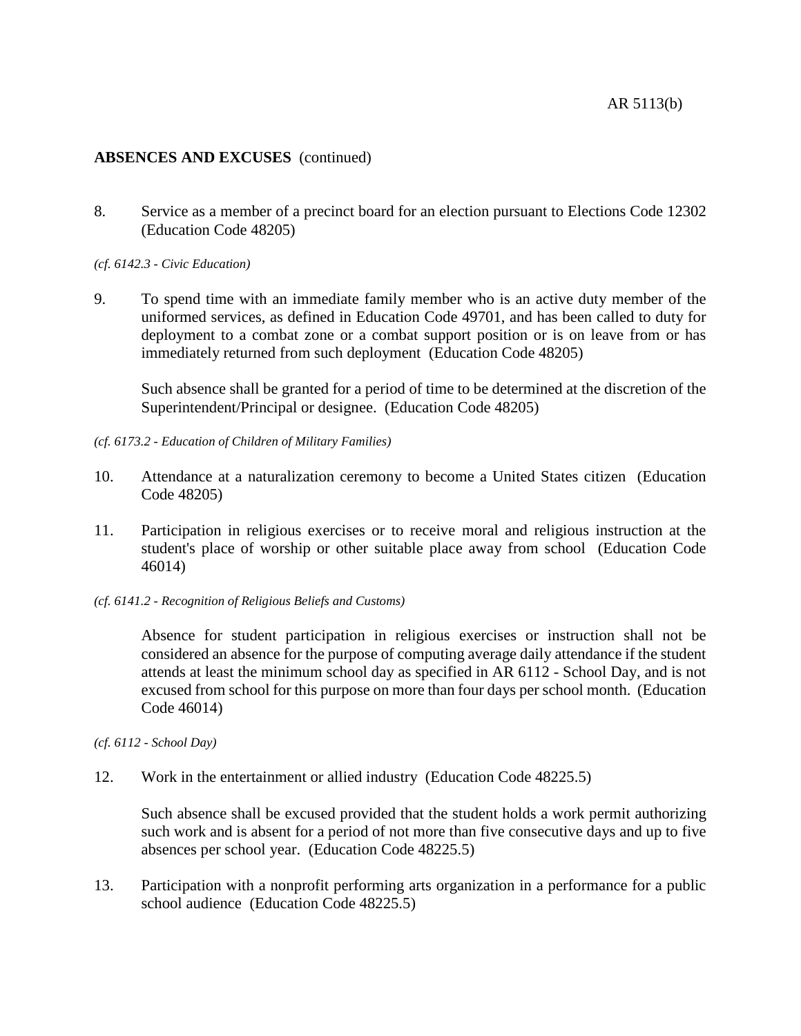**ABSENCES AND EXCUSES** (continued)

8. Service as a member of a precinct board for an election pursuant to Elections Code 12302 (Education Code 48205)

*(cf. 6142.3 - Civic Education)*

9. To spend time with an immediate family member who is an active duty member of the uniformed services, as defined in Education Code 49701, and has been called to duty for deployment to a combat zone or a combat support position or is on leave from or has immediately returned from such deployment (Education Code 48205)

   Such absence shall be granted for a period of time to be determined at the discretion of the Superintendent/Principal or designee. (Education Code 48205)

*(cf. 6173.2 - Education of Children of Military Families)*

10. Attendance at a naturalization ceremony to become a United States citizen (Education Code 48205)

11. Participation in religious exercises or to receive moral and religious instruction at the student's place of worship or other suitable place away from school (Education Code 46014)

*(cf. 6141.2 - Recognition of Religious Beliefs and Customs)*

   Absence for student participation in religious exercises or instruction shall not be considered an absence for the purpose of computing average daily attendance if the student attends at least the minimum school day as specified in AR 6112 - School Day, and is not excused from school for this purpose on more than four days per school month. (Education Code 46014)

*(cf. 6112 - School Day)*

12. Work in the entertainment or allied industry (Education Code 48225.5)

   Such absence shall be excused provided that the student holds a work permit authorizing such work and is absent for a period of not more than five consecutive days and up to five absences per school year. (Education Code 48225.5)

13. Participation with a nonprofit performing arts organization in a performance for a public school audience (Education Code 48225.5)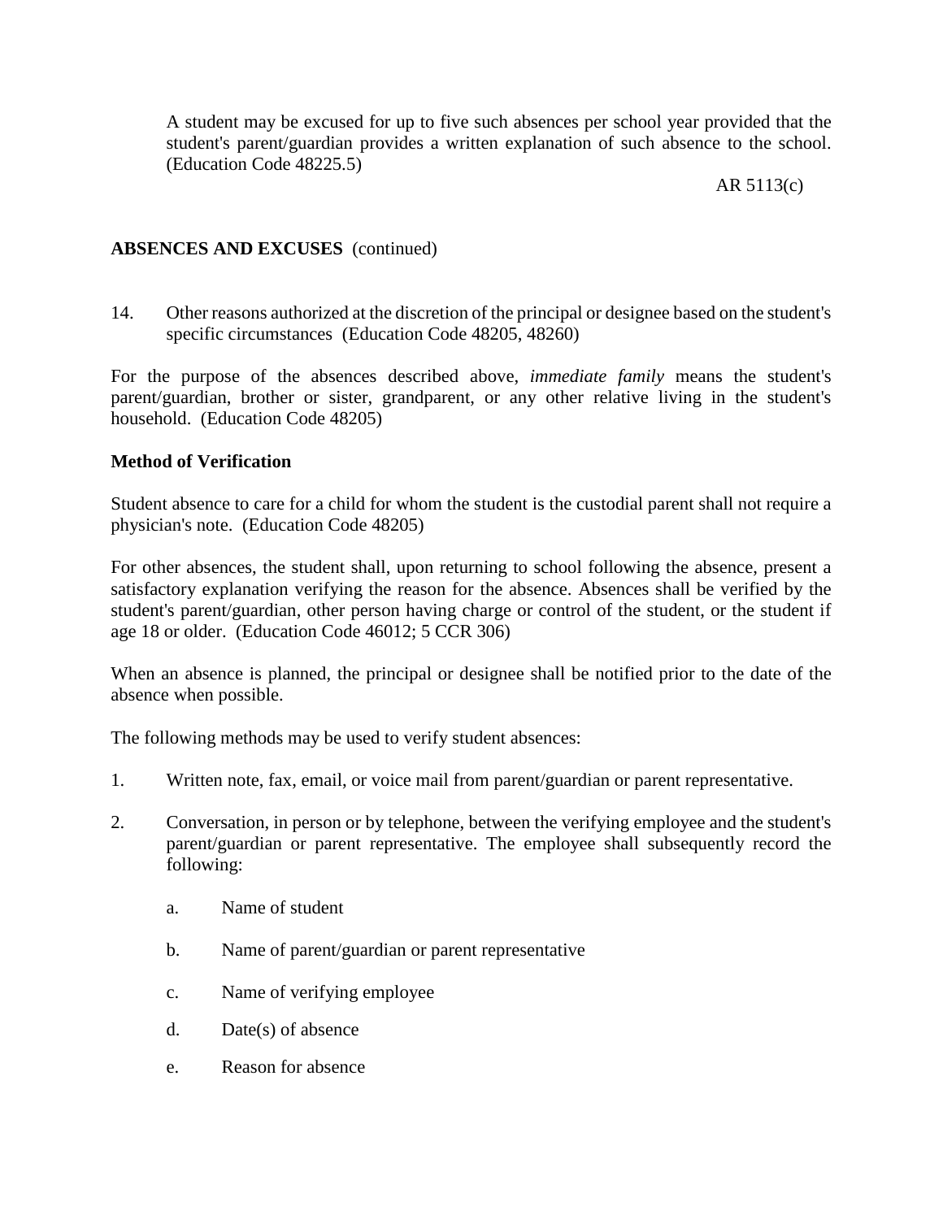A student may be excused for up to five such absences per school year provided that the student's parent/guardian provides a written explanation of such absence to the school. (Education Code 48225.5)

**ABSENCES AND EXCUSES** (continued)

14. Other reasons authorized at the discretion of the principal or designee based on the student's specific circumstances (Education Code 48205, 48260)

For the purpose of the absences described above, *immediate family* means the student's parent/guardian, brother or sister, grandparent, or any other relative living in the student's household. (Education Code 48205)

**Method of Verification**

Student absence to care for a child for whom the student is the custodial parent shall not require a physician's note. (Education Code 48205)

For other absences, the student shall, upon returning to school following the absence, present a satisfactory explanation verifying the reason for the absence. Absences shall be verified by the student's parent/guardian, other person having charge or control of the student, or the student if age 18 or older. (Education Code 46012; 5 CCR 306)

When an absence is planned, the principal or designee shall be notified prior to the date of the absence when possible.

The following methods may be used to verify student absences:

1. Written note, fax, email, or voice mail from parent/guardian or parent representative.

2. Conversation, in person or by telephone, between the verifying employee and the student's parent/guardian or parent representative. The employee shall subsequently record the following:

   a. Name of student

   b. Name of parent/guardian or parent representative

   c. Name of verifying employee

   d. Date(s) of absence

   e. Reason for absence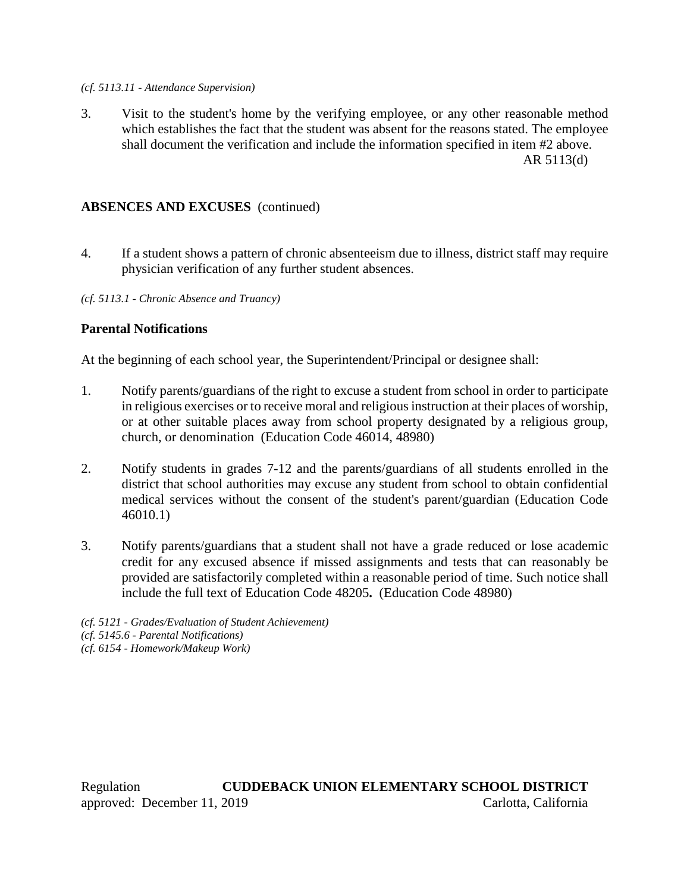*(cf. 5113.11 - Attendance Supervision)*

3. Visit to the student's home by the verifying employee, or any other reasonable method which establishes the fact that the student was absent for the reasons stated. The employee shall document the verification and include the information specified in item #2 above.

AR 5113(d)

**ABSENCES AND EXCUSES** (continued)

4. If a student shows a pattern of chronic absenteeism due to illness, district staff may require physician verification of any further student absences.

*(cf. 5113.1 - Chronic Absence and Truancy)*

**Parental Notifications**

At the beginning of each school year, the Superintendent/Principal or designee shall:

1. Notify parents/guardians of the right to excuse a student from school in order to participate in religious exercises or to receive moral and religious instruction at their places of worship, or at other suitable places away from school property designated by a religious group, church, or denomination (Education Code 46014, 48980)

2. Notify students in grades 7-12 and the parents/guardians of all students enrolled in the district that school authorities may excuse any student from school to obtain confidential medical services without the consent of the student's parent/guardian (Education Code 46010.1)

3. Notify parents/guardians that a student shall not have a grade reduced or lose academic credit for any excused absence if missed assignments and tests that can reasonably be provided are satisfactorily completed within a reasonable period of time. Such notice shall include the full text of Education Code 48205**.** (Education Code 48980)

*(cf. 5121 - Grades/Evaluation of Student Achievement)*
*(cf. 5145.6 - Parental Notifications)*
*(cf. 6154 - Homework/Makeup Work)*

Regulation **CUDDEBACK UNION ELEMENTARY SCHOOL DISTRICT**
approved: December 11, 2019 Carlotta, California